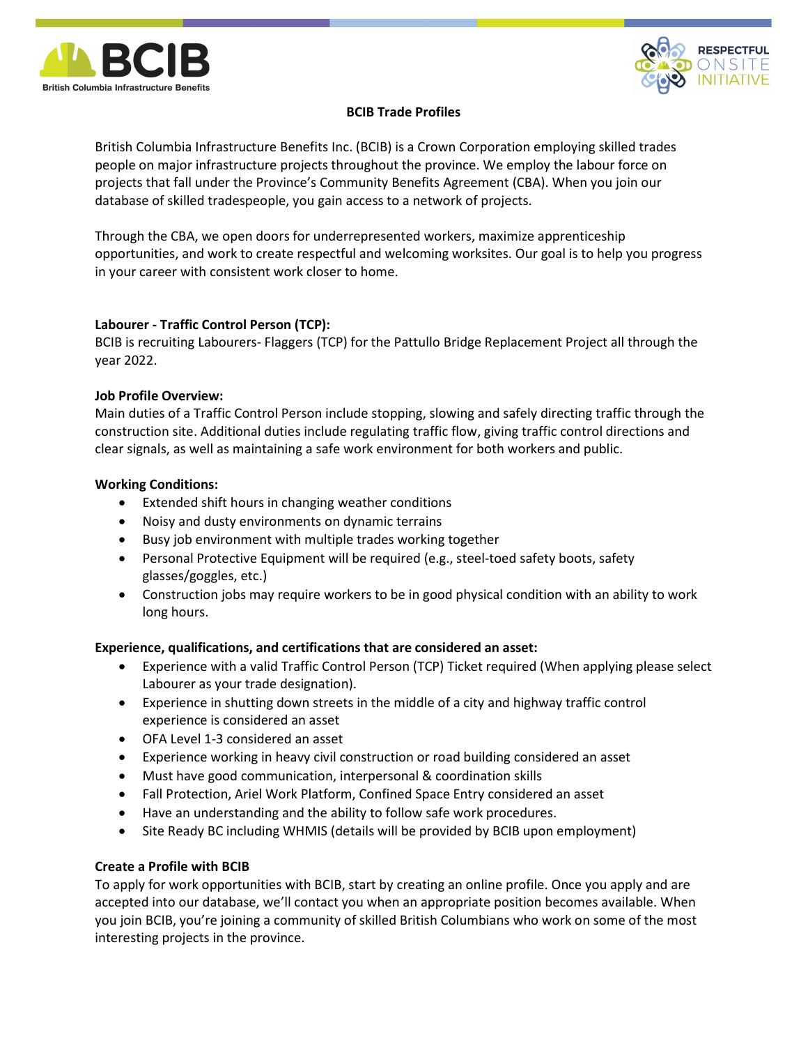# BCIB Trade Profiles

British Columbia Infrastructure Benefits Inc. (BCIB) is a Crown Corporation employing skilled trades people on major infrastructure projects throughout the province. We employ the labour force on projects that fall under the Province's Community Benefits Agreement (CBA). When you join our database of skilled tradespeople, you gain access to a network of projects.

Through the CBA, we open doors for underrepresented workers, maximize apprenticeship opportunities, and work to create respectful and welcoming worksites. Our goal is to help you progress in your career with consistent work closer to home.

## Labourer - Traffic Control Person (TCP):

BCIB is recruiting Labourers- Flaggers (TCP) for the Pattullo Bridge Replacement Project all through the year 2022.

### Job Profile Overview:

Main duties of a Traffic Control Person include stopping, slowing and safely directing traffic through the construction site. Additional duties include regulating traffic flow, giving traffic control directions and clear signals, as well as maintaining a safe work environment for both workers and public.

### Working Conditions:

- Extended shift hours in changing weather conditions
- Noisy and dusty environments on dynamic terrains
- Busy job environment with multiple trades working together
- Personal Protective Equipment will be required (e.g., steel-toed safety boots, safety glasses/goggles, etc.)
- Construction jobs may require workers to be in good physical condition with an ability to work long hours.

### Experience, qualifications, and certifications that are considered an asset:

- Experience with a valid Traffic Control Person (TCP) Ticket required (When applying please select Labourer as your trade designation).
- Experience in shutting down streets in the middle of a city and highway traffic control experience is considered an asset
- OFA Level 1-3 considered an asset
- Experience working in heavy civil construction or road building considered an asset
- Must have good communication, interpersonal & coordination skills
- Fall Protection, Ariel Work Platform, Confined Space Entry considered an asset
- Have an understanding and the ability to follow safe work procedures.
- Site Ready BC including WHMIS (details will be provided by BCIB upon employment)

### Create a Profile with BCIB

To apply for work opportunities with BCIB, start by creating an online profile. Once you apply and are accepted into our database, we'll contact you when an appropriate position becomes available. When you join BCIB, you're joining a community of skilled British Columbians who work on some of the most interesting projects in the province.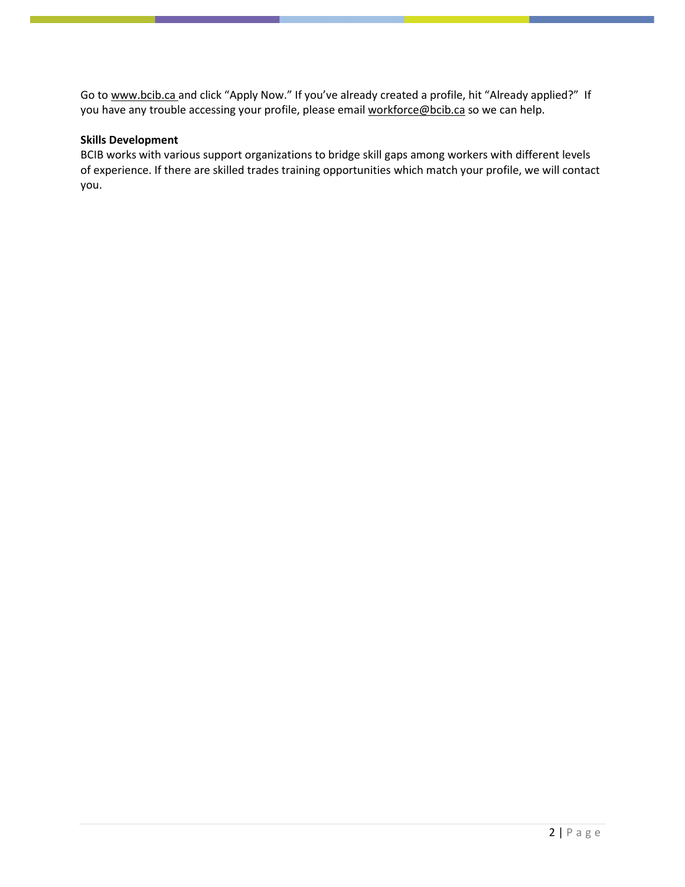Go to www.bcib.ca and click “Apply Now.” If you’ve already created a profile, hit “Already applied?” If you have any trouble accessing your profile, please email workforce@bcib.ca so we can help.

**Skills Development**

BCIB works with various support organizations to bridge skill gaps among workers with different levels of experience. If there are skilled trades training opportunities which match your profile, we will contact you.